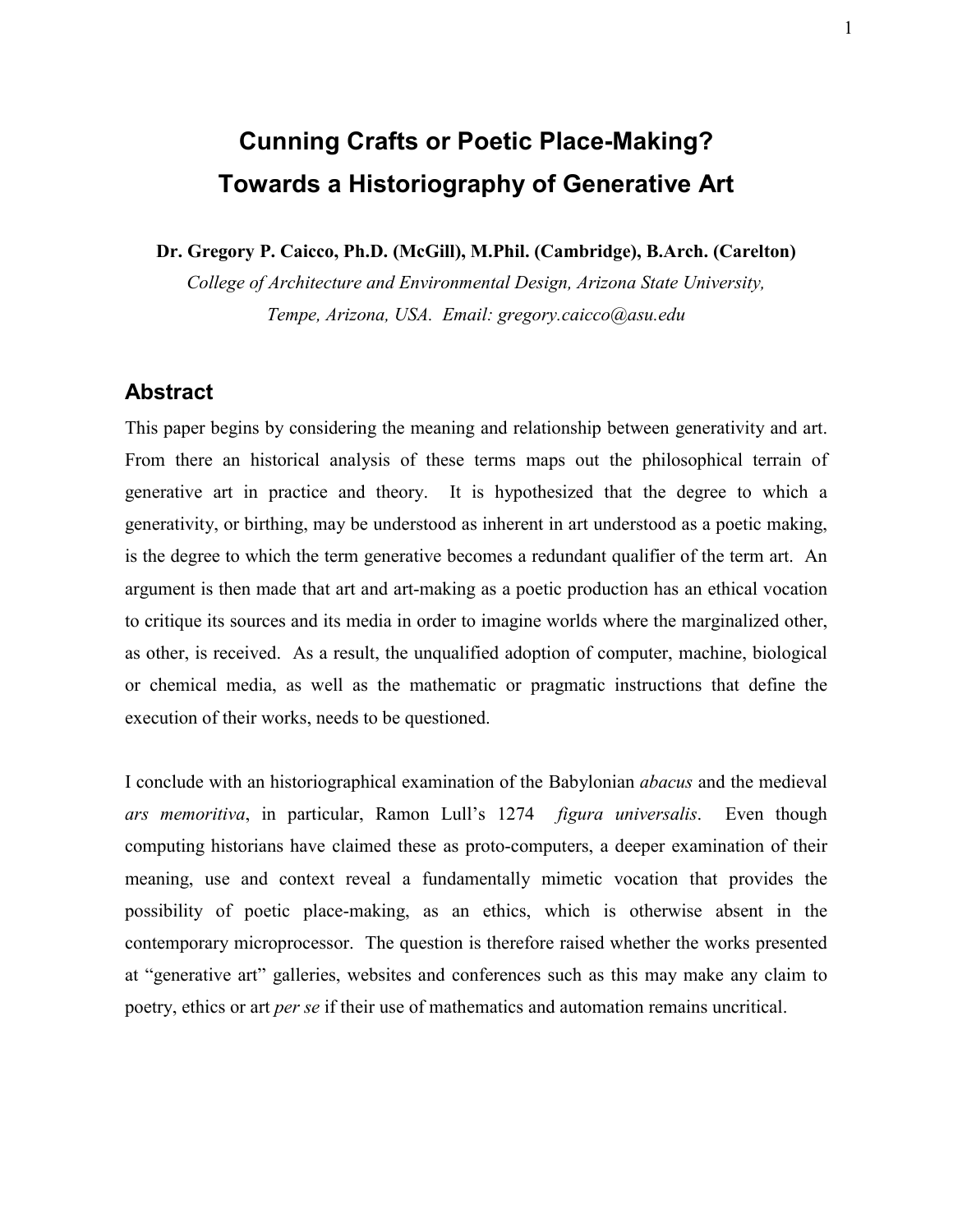# Cunning Crafts or Poetic Place-Making?
# Towards a Historiography of Generative Art

**Dr. Gregory P. Caicco, Ph.D. (McGill), M.Phil. (Cambridge), B.Arch. (Carelton)**

*College of Architecture and Environmental Design, Arizona State University,*
*Tempe, Arizona, USA. Email: gregory.caicco@asu.edu*

## Abstract

This paper begins by considering the meaning and relationship between generativity and art. From there an historical analysis of these terms maps out the philosophical terrain of generative art in practice and theory. It is hypothesized that the degree to which a generativity, or birthing, may be understood as inherent in art understood as a poetic making, is the degree to which the term generative becomes a redundant qualifier of the term art. An argument is then made that art and art-making as a poetic production has an ethical vocation to critique its sources and its media in order to imagine worlds where the marginalized other, as other, is received. As a result, the unqualified adoption of computer, machine, biological or chemical media, as well as the mathematic or pragmatic instructions that define the execution of their works, needs to be questioned.

I conclude with an historiographical examination of the Babylonian *abacus* and the medieval *ars memoritiva*, in particular, Ramon Lull's 1274 *figura universalis*. Even though computing historians have claimed these as proto-computers, a deeper examination of their meaning, use and context reveal a fundamentally mimetic vocation that provides the possibility of poetic place-making, as an ethics, which is otherwise absent in the contemporary microprocessor. The question is therefore raised whether the works presented at "generative art" galleries, websites and conferences such as this may make any claim to poetry, ethics or art *per se* if their use of mathematics and automation remains uncritical.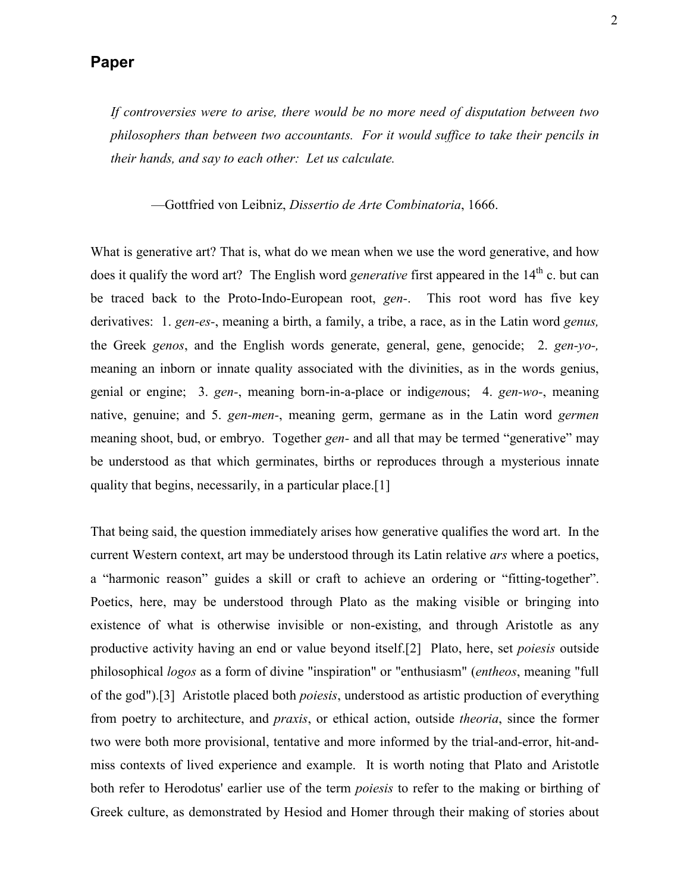## Paper

*If controversies were to arise, there would be no more need of disputation between two philosophers than between two accountants. For it would suffice to take their pencils in their hands, and say to each other: Let us calculate.*

—Gottfried von Leibniz, *Dissertio de Arte Combinatoria*, 1666.

What is generative art? That is, what do we mean when we use the word generative, and how does it qualify the word art? The English word *generative* first appeared in the 14$^{th}$ c. but can be traced back to the Proto-Indo-European root, *gen-*. This root word has five key derivatives: 1. *gen-es-*, meaning a birth, a family, a tribe, a race, as in the Latin word *genus,* the Greek *genos*, and the English words generate, general, gene, genocide; 2. *gen-yo-,* meaning an inborn or innate quality associated with the divinities, as in the words genius, genial or engine; 3. *gen-*, meaning born-in-a-place or indi*gen*ous; 4. *gen-wo-*, meaning native, genuine; and 5. *gen-men-*, meaning germ, germane as in the Latin word *germen* meaning shoot, bud, or embryo. Together *gen-* and all that may be termed "generative" may be understood as that which germinates, births or reproduces through a mysterious innate quality that begins, necessarily, in a particular place.[1]

That being said, the question immediately arises how generative qualifies the word art. In the current Western context, art may be understood through its Latin relative *ars* where a poetics, a "harmonic reason" guides a skill or craft to achieve an ordering or "fitting-together". Poetics, here, may be understood through Plato as the making visible or bringing into existence of what is otherwise invisible or non-existing, and through Aristotle as any productive activity having an end or value beyond itself.[2] Plato, here, set *poiesis* outside philosophical *logos* as a form of divine "inspiration" or "enthusiasm" (*entheos*, meaning "full of the god").[3] Aristotle placed both *poiesis*, understood as artistic production of everything from poetry to architecture, and *praxis*, or ethical action, outside *theoria*, since the former two were both more provisional, tentative and more informed by the trial-and-error, hit-and-miss contexts of lived experience and example. It is worth noting that Plato and Aristotle both refer to Herodotus' earlier use of the term *poiesis* to refer to the making or birthing of Greek culture, as demonstrated by Hesiod and Homer through their making of stories about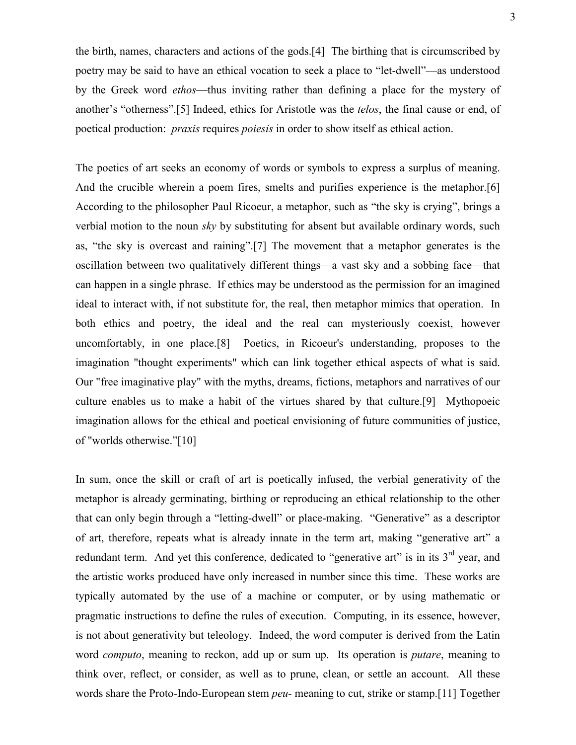the birth, names, characters and actions of the gods.[4] The birthing that is circumscribed by poetry may be said to have an ethical vocation to seek a place to "let-dwell"—as understood by the Greek word *ethos*—thus inviting rather than defining a place for the mystery of another's "otherness".[5] Indeed, ethics for Aristotle was the *telos*, the final cause or end, of poetical production: *praxis* requires *poiesis* in order to show itself as ethical action.

The poetics of art seeks an economy of words or symbols to express a surplus of meaning. And the crucible wherein a poem fires, smelts and purifies experience is the metaphor.[6] According to the philosopher Paul Ricoeur, a metaphor, such as "the sky is crying", brings a verbial motion to the noun *sky* by substituting for absent but available ordinary words, such as, "the sky is overcast and raining".[7] The movement that a metaphor generates is the oscillation between two qualitatively different things—a vast sky and a sobbing face—that can happen in a single phrase. If ethics may be understood as the permission for an imagined ideal to interact with, if not substitute for, the real, then metaphor mimics that operation. In both ethics and poetry, the ideal and the real can mysteriously coexist, however uncomfortably, in one place.[8] Poetics, in Ricoeur's understanding, proposes to the imagination "thought experiments" which can link together ethical aspects of what is said. Our "free imaginative play" with the myths, dreams, fictions, metaphors and narratives of our culture enables us to make a habit of the virtues shared by that culture.[9] Mythopoeic imagination allows for the ethical and poetical envisioning of future communities of justice, of "worlds otherwise."[10]

In sum, once the skill or craft of art is poetically infused, the verbial generativity of the metaphor is already germinating, birthing or reproducing an ethical relationship to the other that can only begin through a "letting-dwell" or place-making. "Generative" as a descriptor of art, therefore, repeats what is already innate in the term art, making "generative art" a redundant term. And yet this conference, dedicated to "generative art" is in its 3rd year, and the artistic works produced have only increased in number since this time. These works are typically automated by the use of a machine or computer, or by using mathematic or pragmatic instructions to define the rules of execution. Computing, in its essence, however, is not about generativity but teleology. Indeed, the word computer is derived from the Latin word *computo*, meaning to reckon, add up or sum up. Its operation is *putare*, meaning to think over, reflect, or consider, as well as to prune, clean, or settle an account. All these words share the Proto-Indo-European stem *peu-* meaning to cut, strike or stamp.[11] Together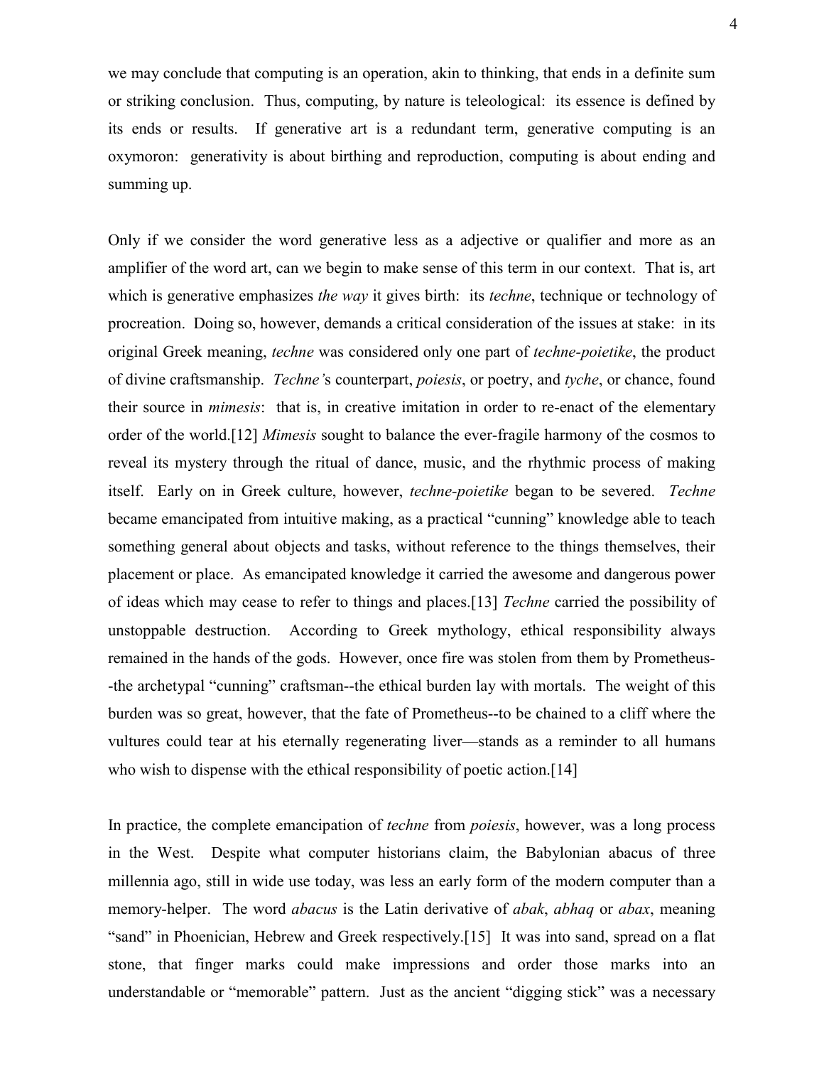we may conclude that computing is an operation, akin to thinking, that ends in a definite sum or striking conclusion. Thus, computing, by nature is teleological: its essence is defined by its ends or results. If generative art is a redundant term, generative computing is an oxymoron: generativity is about birthing and reproduction, computing is about ending and summing up.

Only if we consider the word generative less as a adjective or qualifier and more as an amplifier of the word art, can we begin to make sense of this term in our context. That is, art which is generative emphasizes *the way* it gives birth: its *techne*, technique or technology of procreation. Doing so, however, demands a critical consideration of the issues at stake: in its original Greek meaning, *techne* was considered only one part of *techne-poietike*, the product of divine craftsmanship. *Techne'*s counterpart, *poiesis*, or poetry, and *tyche*, or chance, found their source in *mimesis*: that is, in creative imitation in order to re-enact of the elementary order of the world.[12] *Mimesis* sought to balance the ever-fragile harmony of the cosmos to reveal its mystery through the ritual of dance, music, and the rhythmic process of making itself. Early on in Greek culture, however, *techne-poietike* began to be severed. *Techne* became emancipated from intuitive making, as a practical "cunning" knowledge able to teach something general about objects and tasks, without reference to the things themselves, their placement or place. As emancipated knowledge it carried the awesome and dangerous power of ideas which may cease to refer to things and places.[13] *Techne* carried the possibility of unstoppable destruction. According to Greek mythology, ethical responsibility always remained in the hands of the gods. However, once fire was stolen from them by Prometheus--the archetypal "cunning" craftsman--the ethical burden lay with mortals. The weight of this burden was so great, however, that the fate of Prometheus--to be chained to a cliff where the vultures could tear at his eternally regenerating liver—stands as a reminder to all humans who wish to dispense with the ethical responsibility of poetic action.[14]

In practice, the complete emancipation of *techne* from *poiesis*, however, was a long process in the West. Despite what computer historians claim, the Babylonian abacus of three millennia ago, still in wide use today, was less an early form of the modern computer than a memory-helper. The word *abacus* is the Latin derivative of *abak*, *abhaq* or *abax*, meaning "sand" in Phoenician, Hebrew and Greek respectively.[15] It was into sand, spread on a flat stone, that finger marks could make impressions and order those marks into an understandable or "memorable" pattern. Just as the ancient "digging stick" was a necessary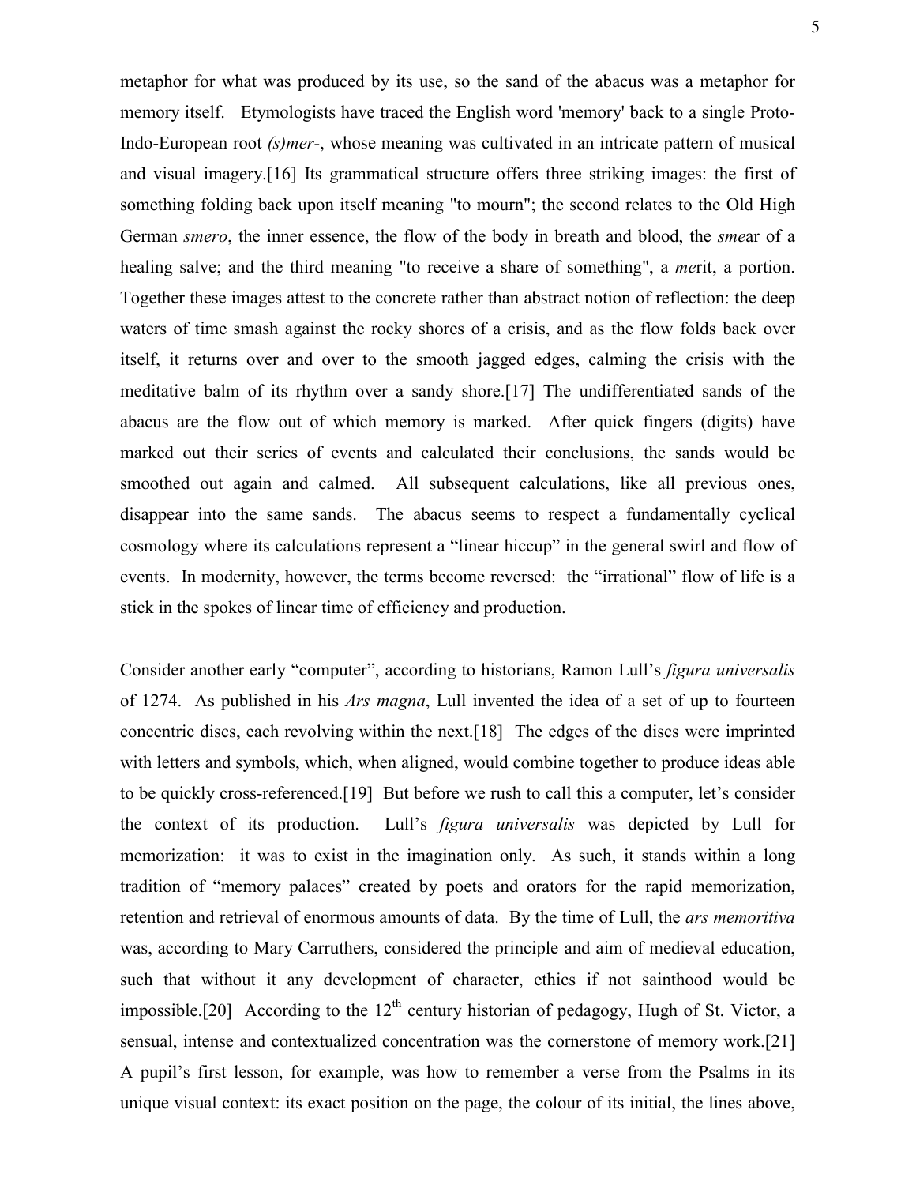metaphor for what was produced by its use, so the sand of the abacus was a metaphor for memory itself. Etymologists have traced the English word 'memory' back to a single Proto-Indo-European root *(s)mer-*, whose meaning was cultivated in an intricate pattern of musical and visual imagery.[16] Its grammatical structure offers three striking images: the first of something folding back upon itself meaning "to mourn"; the second relates to the Old High German *smero*, the inner essence, the flow of the body in breath and blood, the *sme*ar of a healing salve; and the third meaning "to receive a share of something", a *me*rit, a portion. Together these images attest to the concrete rather than abstract notion of reflection: the deep waters of time smash against the rocky shores of a crisis, and as the flow folds back over itself, it returns over and over to the smooth jagged edges, calming the crisis with the meditative balm of its rhythm over a sandy shore.[17] The undifferentiated sands of the abacus are the flow out of which memory is marked. After quick fingers (digits) have marked out their series of events and calculated their conclusions, the sands would be smoothed out again and calmed. All subsequent calculations, like all previous ones, disappear into the same sands. The abacus seems to respect a fundamentally cyclical cosmology where its calculations represent a "linear hiccup" in the general swirl and flow of events. In modernity, however, the terms become reversed: the "irrational" flow of life is a stick in the spokes of linear time of efficiency and production.

Consider another early "computer", according to historians, Ramon Lull's *figura universalis* of 1274. As published in his *Ars magna*, Lull invented the idea of a set of up to fourteen concentric discs, each revolving within the next.[18] The edges of the discs were imprinted with letters and symbols, which, when aligned, would combine together to produce ideas able to be quickly cross-referenced.[19] But before we rush to call this a computer, let's consider the context of its production. Lull's *figura universalis* was depicted by Lull for memorization: it was to exist in the imagination only. As such, it stands within a long tradition of "memory palaces" created by poets and orators for the rapid memorization, retention and retrieval of enormous amounts of data. By the time of Lull, the *ars memoritiva* was, according to Mary Carruthers, considered the principle and aim of medieval education, such that without it any development of character, ethics if not sainthood would be impossible.[20] According to the 12th century historian of pedagogy, Hugh of St. Victor, a sensual, intense and contextualized concentration was the cornerstone of memory work.[21] A pupil's first lesson, for example, was how to remember a verse from the Psalms in its unique visual context: its exact position on the page, the colour of its initial, the lines above,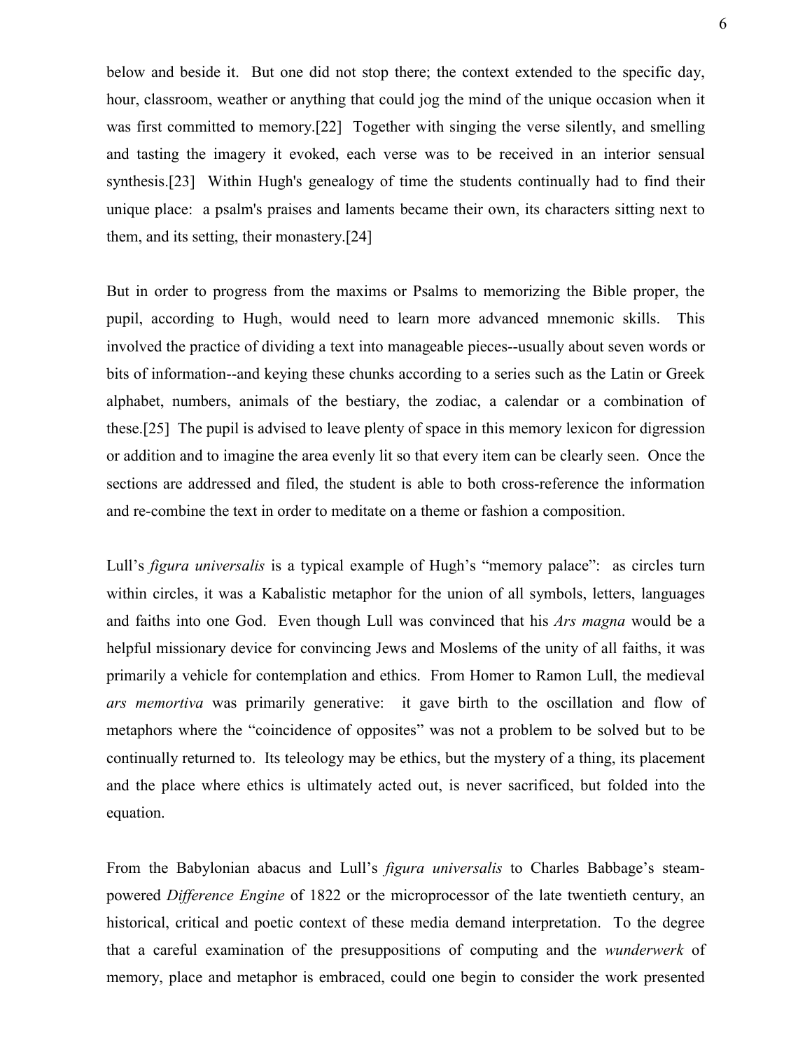below and beside it. But one did not stop there; the context extended to the specific day, hour, classroom, weather or anything that could jog the mind of the unique occasion when it was first committed to memory.[22] Together with singing the verse silently, and smelling and tasting the imagery it evoked, each verse was to be received in an interior sensual synthesis.[23] Within Hugh's genealogy of time the students continually had to find their unique place: a psalm's praises and laments became their own, its characters sitting next to them, and its setting, their monastery.[24]

But in order to progress from the maxims or Psalms to memorizing the Bible proper, the pupil, according to Hugh, would need to learn more advanced mnemonic skills. This involved the practice of dividing a text into manageable pieces--usually about seven words or bits of information--and keying these chunks according to a series such as the Latin or Greek alphabet, numbers, animals of the bestiary, the zodiac, a calendar or a combination of these.[25] The pupil is advised to leave plenty of space in this memory lexicon for digression or addition and to imagine the area evenly lit so that every item can be clearly seen. Once the sections are addressed and filed, the student is able to both cross-reference the information and re-combine the text in order to meditate on a theme or fashion a composition.

Lull's *figura universalis* is a typical example of Hugh's "memory palace": as circles turn within circles, it was a Kabalistic metaphor for the union of all symbols, letters, languages and faiths into one God. Even though Lull was convinced that his *Ars magna* would be a helpful missionary device for convincing Jews and Moslems of the unity of all faiths, it was primarily a vehicle for contemplation and ethics. From Homer to Ramon Lull, the medieval *ars memortiva* was primarily generative: it gave birth to the oscillation and flow of metaphors where the "coincidence of opposites" was not a problem to be solved but to be continually returned to. Its teleology may be ethics, but the mystery of a thing, its placement and the place where ethics is ultimately acted out, is never sacrificed, but folded into the equation.

From the Babylonian abacus and Lull's *figura universalis* to Charles Babbage's steam-powered *Difference Engine* of 1822 or the microprocessor of the late twentieth century, an historical, critical and poetic context of these media demand interpretation. To the degree that a careful examination of the presuppositions of computing and the *wunderwerk* of memory, place and metaphor is embraced, could one begin to consider the work presented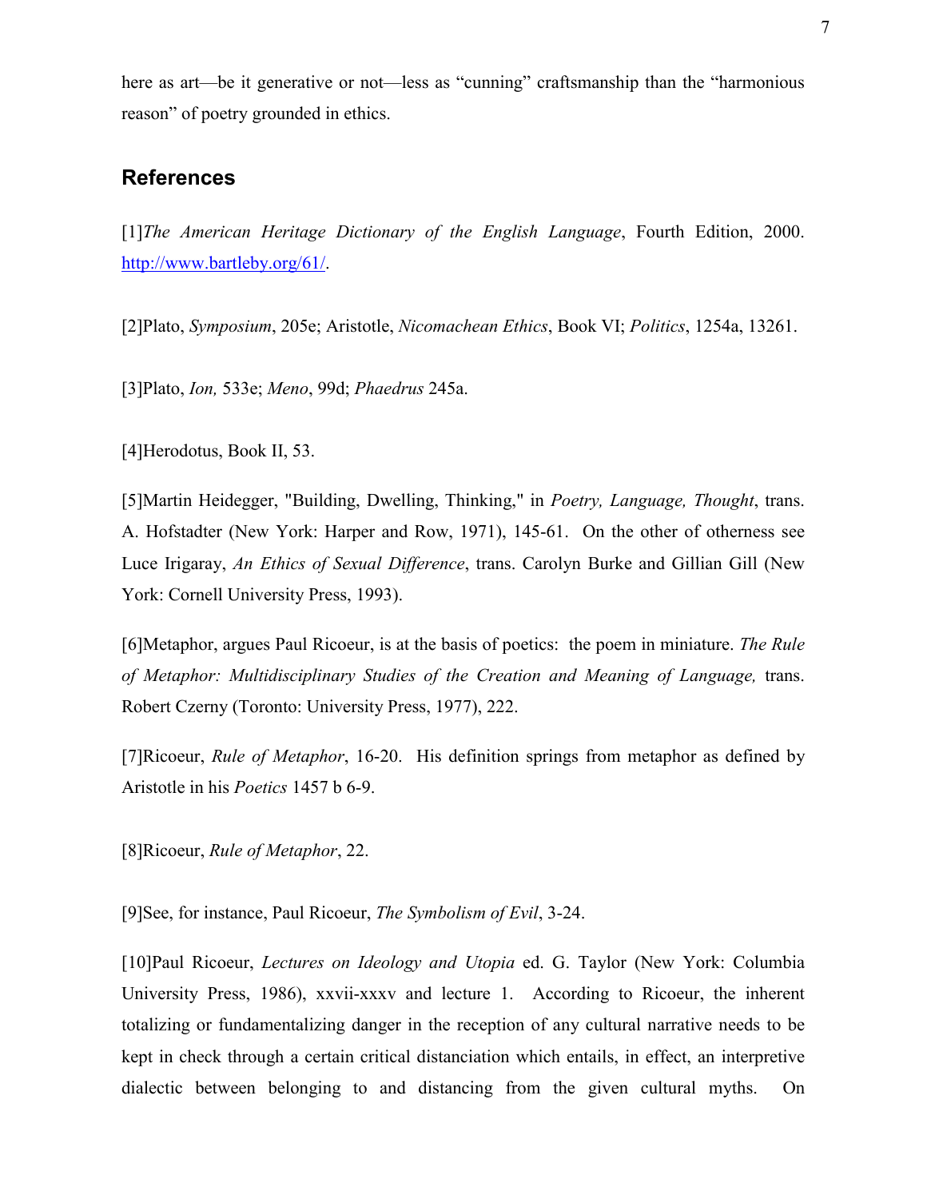here as art—be it generative or not—less as “cunning” craftsmanship than the “harmonious reason” of poetry grounded in ethics.

## References

[1]*The American Heritage Dictionary of the English Language*, Fourth Edition, 2000. http://www.bartleby.org/61/.

[2]Plato, *Symposium*, 205e; Aristotle, *Nicomachean Ethics*, Book VI; *Politics*, 1254a, 13261.

[3]Plato, *Ion,* 533e; *Meno*, 99d; *Phaedrus* 245a.

[4]Herodotus, Book II, 53.

[5]Martin Heidegger, "Building, Dwelling, Thinking," in *Poetry, Language, Thought*, trans. A. Hofstadter (New York: Harper and Row, 1971), 145-61. On the other of otherness see Luce Irigaray, *An Ethics of Sexual Difference*, trans. Carolyn Burke and Gillian Gill (New York: Cornell University Press, 1993).

[6]Metaphor, argues Paul Ricoeur, is at the basis of poetics: the poem in miniature. *The Rule of Metaphor: Multidisciplinary Studies of the Creation and Meaning of Language,* trans. Robert Czerny (Toronto: University Press, 1977), 222.

[7]Ricoeur, *Rule of Metaphor*, 16-20. His definition springs from metaphor as defined by Aristotle in his *Poetics* 1457 b 6-9.

[8]Ricoeur, *Rule of Metaphor*, 22.

[9]See, for instance, Paul Ricoeur, *The Symbolism of Evil*, 3-24.

[10]Paul Ricoeur, *Lectures on Ideology and Utopia* ed. G. Taylor (New York: Columbia University Press, 1986), xxvii-xxxv and lecture 1. According to Ricoeur, the inherent totalizing or fundamentalizing danger in the reception of any cultural narrative needs to be kept in check through a certain critical distanciation which entails, in effect, an interpretive dialectic between belonging to and distancing from the given cultural myths. On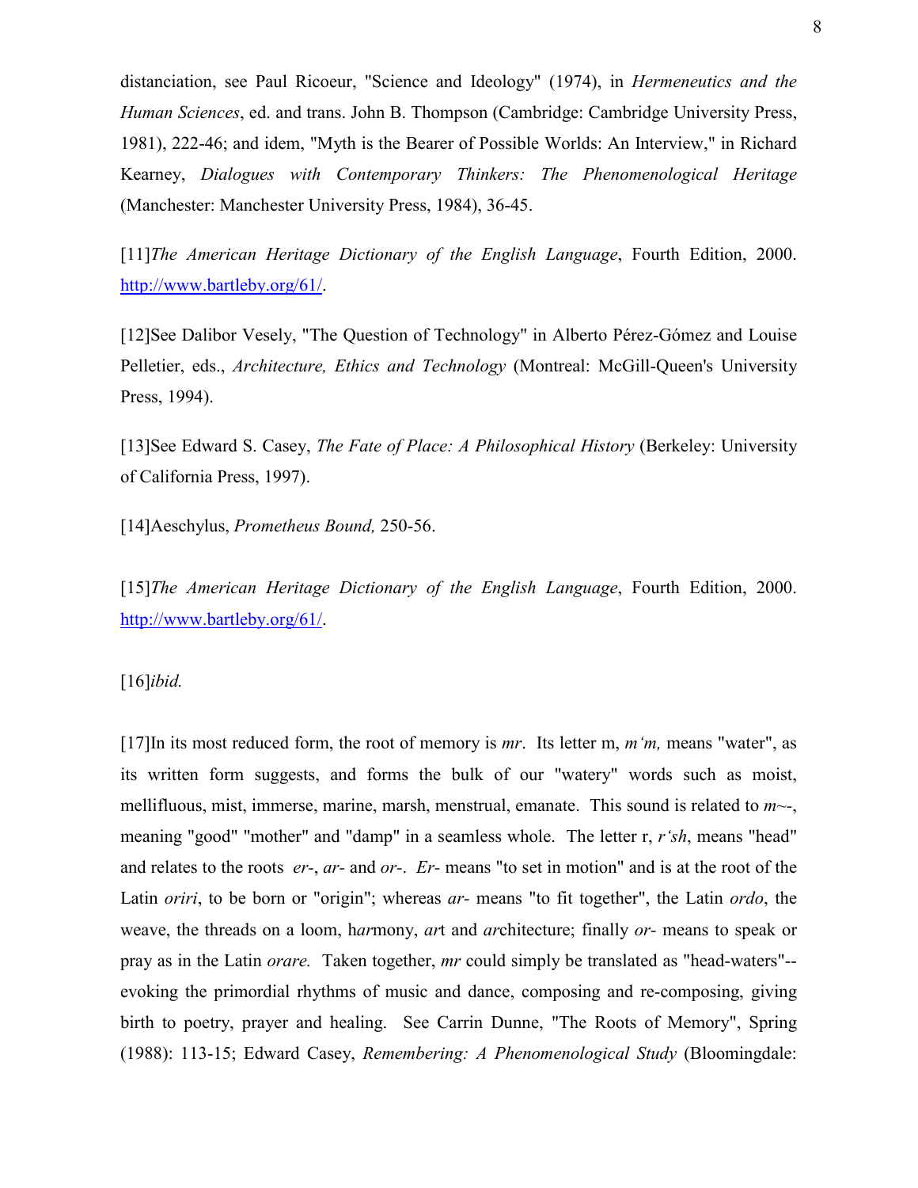distanciation, see Paul Ricoeur, "Science and Ideology" (1974), in *Hermeneutics and the Human Sciences*, ed. and trans. John B. Thompson (Cambridge: Cambridge University Press, 1981), 222-46; and idem, "Myth is the Bearer of Possible Worlds: An Interview," in Richard Kearney, *Dialogues with Contemporary Thinkers: The Phenomenological Heritage* (Manchester: Manchester University Press, 1984), 36-45.

[11]*The American Heritage Dictionary of the English Language*, Fourth Edition, 2000. http://www.bartleby.org/61/.

[12]See Dalibor Vesely, "The Question of Technology" in Alberto Pérez-Gómez and Louise Pelletier, eds., *Architecture, Ethics and Technology* (Montreal: McGill-Queen's University Press, 1994).

[13]See Edward S. Casey, *The Fate of Place: A Philosophical History* (Berkeley: University of California Press, 1997).

[14]Aeschylus, *Prometheus Bound,* 250-56.

[15]*The American Heritage Dictionary of the English Language*, Fourth Edition, 2000. http://www.bartleby.org/61/.

[16]*ibid.*

[17]In its most reduced form, the root of memory is *mr*. Its letter m, *m'm,* means "water", as its written form suggests, and forms the bulk of our "watery" words such as moist, mellifluous, mist, immerse, marine, marsh, menstrual, emanate. This sound is related to *m~-*, meaning "good" "mother" and "damp" in a seamless whole. The letter r, *r'sh*, means "head" and relates to the roots *er-*, *ar-* and *or-*. *Er-* means "to set in motion" and is at the root of the Latin *oriri*, to be born or "origin"; whereas *ar-* means "to fit together", the Latin *ordo*, the weave, the threads on a loom, h*ar*mony, *ar*t and *ar*chitecture; finally *or-* means to speak or pray as in the Latin *orare.* Taken together, *mr* could simply be translated as "head-waters"--evoking the primordial rhythms of music and dance, composing and re-composing, giving birth to poetry, prayer and healing. See Carrin Dunne, "The Roots of Memory", Spring (1988): 113-15; Edward Casey, *Remembering: A Phenomenological Study* (Bloomingdale: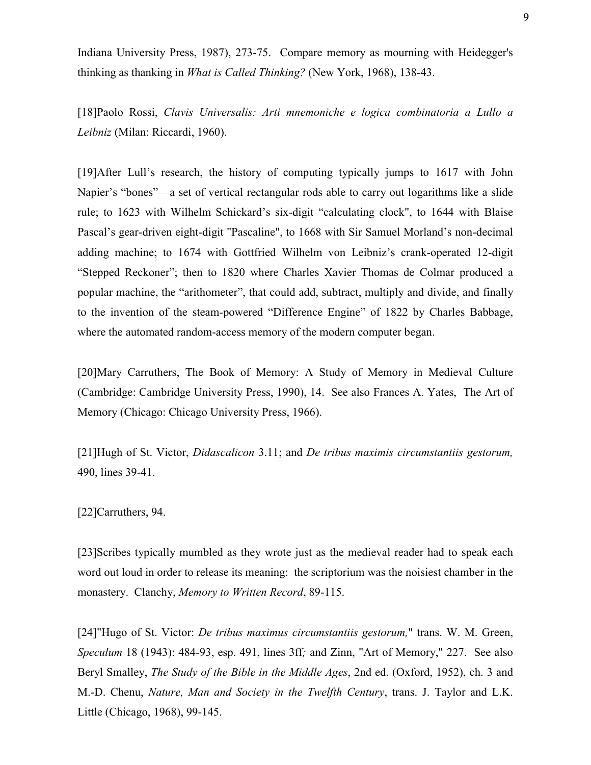Indiana University Press, 1987), 273-75. Compare memory as mourning with Heidegger's thinking as thanking in *What is Called Thinking?* (New York, 1968), 138-43.

[18]Paolo Rossi, *Clavis Universalis: Arti mnemoniche e logica combinatoria a Lullo a Leibniz* (Milan: Riccardi, 1960).

[19]After Lull's research, the history of computing typically jumps to 1617 with John Napier's "bones"—a set of vertical rectangular rods able to carry out logarithms like a slide rule; to 1623 with Wilhelm Schickard's six-digit "calculating clock", to 1644 with Blaise Pascal's gear-driven eight-digit "Pascaline", to 1668 with Sir Samuel Morland's non-decimal adding machine; to 1674 with Gottfried Wilhelm von Leibniz's crank-operated 12-digit "Stepped Reckoner"; then to 1820 where Charles Xavier Thomas de Colmar produced a popular machine, the "arithometer", that could add, subtract, multiply and divide, and finally to the invention of the steam-powered "Difference Engine" of 1822 by Charles Babbage, where the automated random-access memory of the modern computer began.

[20]Mary Carruthers, The Book of Memory: A Study of Memory in Medieval Culture (Cambridge: Cambridge University Press, 1990), 14. See also Frances A. Yates, The Art of Memory (Chicago: Chicago University Press, 1966).

[21]Hugh of St. Victor, *Didascalicon* 3.11; and *De tribus maximis circumstantiis gestorum,* 490, lines 39-41.

[22]Carruthers, 94.

[23]Scribes typically mumbled as they wrote just as the medieval reader had to speak each word out loud in order to release its meaning: the scriptorium was the noisiest chamber in the monastery. Clanchy, *Memory to Written Record*, 89-115.

[24]"Hugo of St. Victor: *De tribus maximus circumstantiis gestorum,*" trans. W. M. Green, *Speculum* 18 (1943): 484-93, esp. 491, lines 3ff*;* and Zinn, "Art of Memory," 227. See also Beryl Smalley, *The Study of the Bible in the Middle Ages*, 2nd ed. (Oxford, 1952), ch. 3 and M.-D. Chenu, *Nature, Man and Society in the Twelfth Century*, trans. J. Taylor and L.K. Little (Chicago, 1968), 99-145.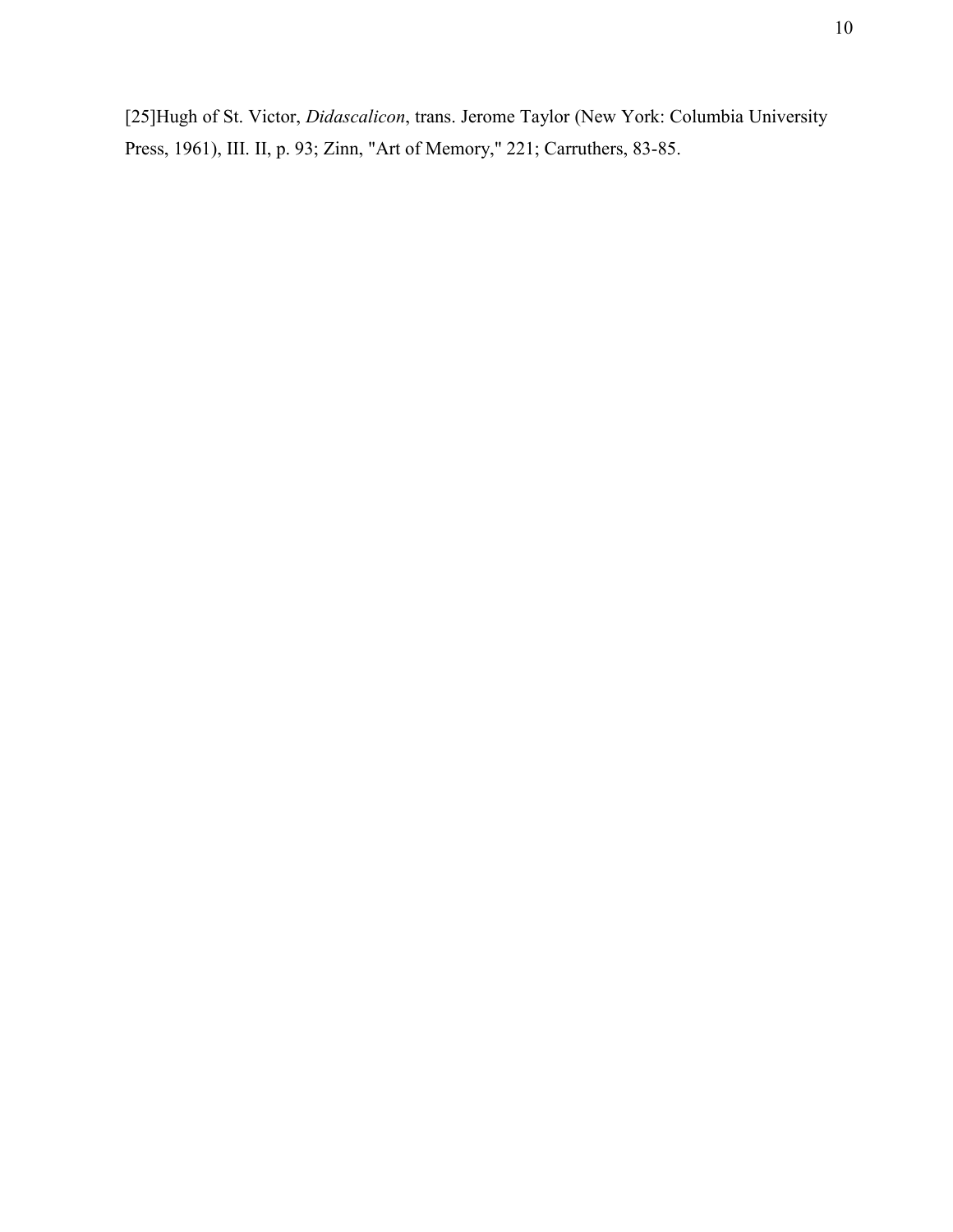[25]Hugh of St. Victor, *Didascalicon*, trans. Jerome Taylor (New York: Columbia University Press, 1961), III. II, p. 93; Zinn, "Art of Memory," 221; Carruthers, 83-85.